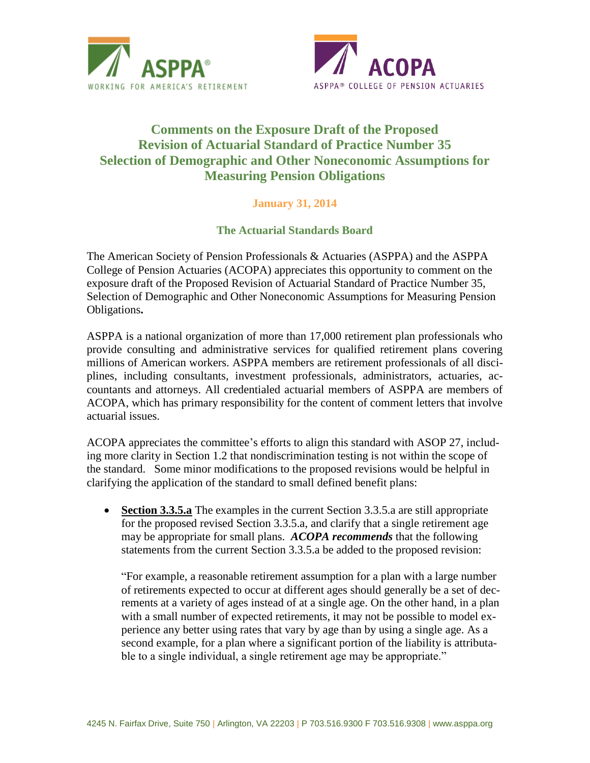# Comments on the Exposure Draft of the Proposed Revision of Actuarial Standard of Practice Number 35 Selection of Demographic and Other Noneconomic Assumptions for Measuring Pension Obligations

**January 31, 2014**

**The Actuarial Standards Board**

The American Society of Pension Professionals & Actuaries (ASPPA) and the ASPPA College of Pension Actuaries (ACOPA) appreciates this opportunity to comment on the exposure draft of the Proposed Revision of Actuarial Standard of Practice Number 35, Selection of Demographic and Other Noneconomic Assumptions for Measuring Pension Obligations**.**

ASPPA is a national organization of more than 17,000 retirement plan professionals who provide consulting and administrative services for qualified retirement plans covering millions of American workers. ASPPA members are retirement professionals of all disciplines, including consultants, investment professionals, administrators, actuaries, accountants and attorneys. All credentialed actuarial members of ASPPA are members of ACOPA, which has primary responsibility for the content of comment letters that involve actuarial issues.

ACOPA appreciates the committee's efforts to align this standard with ASOP 27, including more clarity in Section 1.2 that nondiscrimination testing is not within the scope of the standard. Some minor modifications to the proposed revisions would be helpful in clarifying the application of the standard to small defined benefit plans:

- **Section 3.3.5.a** The examples in the current Section 3.3.5.a are still appropriate for the proposed revised Section 3.3.5.a, and clarify that a single retirement age may be appropriate for small plans. ***ACOPA recommends*** that the following statements from the current Section 3.3.5.a be added to the proposed revision:

  "For example, a reasonable retirement assumption for a plan with a large number of retirements expected to occur at different ages should generally be a set of decrements at a variety of ages instead of at a single age. On the other hand, in a plan with a small number of expected retirements, it may not be possible to model experience any better using rates that vary by age than by using a single age. As a second example, for a plan where a significant portion of the liability is attributable to a single individual, a single retirement age may be appropriate."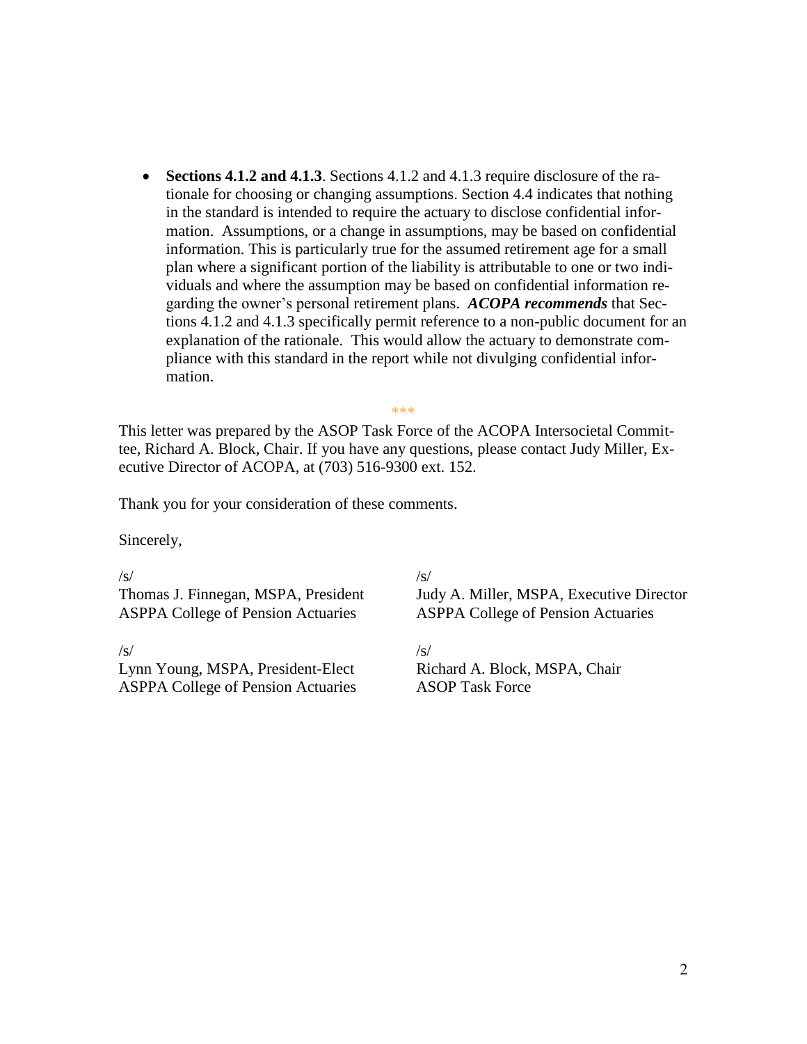- **Sections 4.1.2 and 4.1.3**. Sections 4.1.2 and 4.1.3 require disclosure of the rationale for choosing or changing assumptions. Section 4.4 indicates that nothing in the standard is intended to require the actuary to disclose confidential information. Assumptions, or a change in assumptions, may be based on confidential information. This is particularly true for the assumed retirement age for a small plan where a significant portion of the liability is attributable to one or two individuals and where the assumption may be based on confidential information regarding the owner's personal retirement plans. ***ACOPA recommends*** that Sections 4.1.2 and 4.1.3 specifically permit reference to a non-public document for an explanation of the rationale. This would allow the actuary to demonstrate compliance with this standard in the report while not divulging confidential information.

\*\*\*

This letter was prepared by the ASOP Task Force of the ACOPA Intersocietal Committee, Richard A. Block, Chair. If you have any questions, please contact Judy Miller, Executive Director of ACOPA, at (703) 516-9300 ext. 152.

Thank you for your consideration of these comments.

Sincerely,

/s/
Thomas J. Finnegan, MSPA, President
ASPPA College of Pension Actuaries

/s/
Judy A. Miller, MSPA, Executive Director
ASPPA College of Pension Actuaries

/s/
Lynn Young, MSPA, President-Elect
ASPPA College of Pension Actuaries

/s/
Richard A. Block, MSPA, Chair
ASOP Task Force